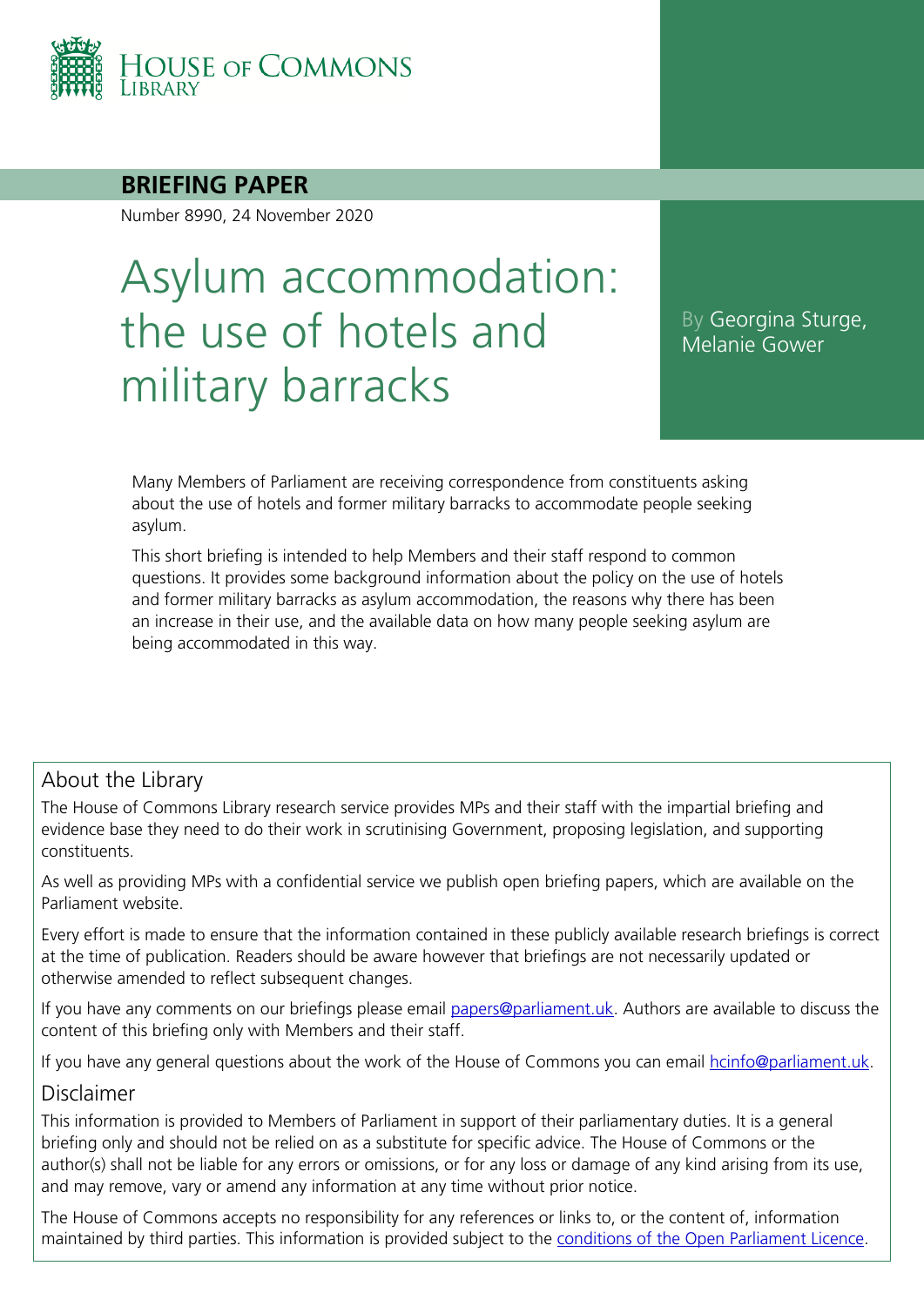HOUSE OF COMMONS LIBRARY

**BRIEFING PAPER**

Number 8990, 24 November 2020

# Asylum accommodation: the use of hotels and military barracks

By Georgina Sturge, Melanie Gower

Many Members of Parliament are receiving correspondence from constituents asking about the use of hotels and former military barracks to accommodate people seeking asylum.

This short briefing is intended to help Members and their staff respond to common questions. It provides some background information about the policy on the use of hotels and former military barracks as asylum accommodation, the reasons why there has been an increase in their use, and the available data on how many people seeking asylum are being accommodated in this way.

## About the Library

The House of Commons Library research service provides MPs and their staff with the impartial briefing and evidence base they need to do their work in scrutinising Government, proposing legislation, and supporting constituents.

As well as providing MPs with a confidential service we publish open briefing papers, which are available on the Parliament website.

Every effort is made to ensure that the information contained in these publicly available research briefings is correct at the time of publication. Readers should be aware however that briefings are not necessarily updated or otherwise amended to reflect subsequent changes.

If you have any comments on our briefings please email papers@parliament.uk. Authors are available to discuss the content of this briefing only with Members and their staff.

If you have any general questions about the work of the House of Commons you can email hcinfo@parliament.uk.

## Disclaimer

This information is provided to Members of Parliament in support of their parliamentary duties. It is a general briefing only and should not be relied on as a substitute for specific advice. The House of Commons or the author(s) shall not be liable for any errors or omissions, or for any loss or damage of any kind arising from its use, and may remove, vary or amend any information at any time without prior notice.

The House of Commons accepts no responsibility for any references or links to, or the content of, information maintained by third parties. This information is provided subject to the conditions of the Open Parliament Licence.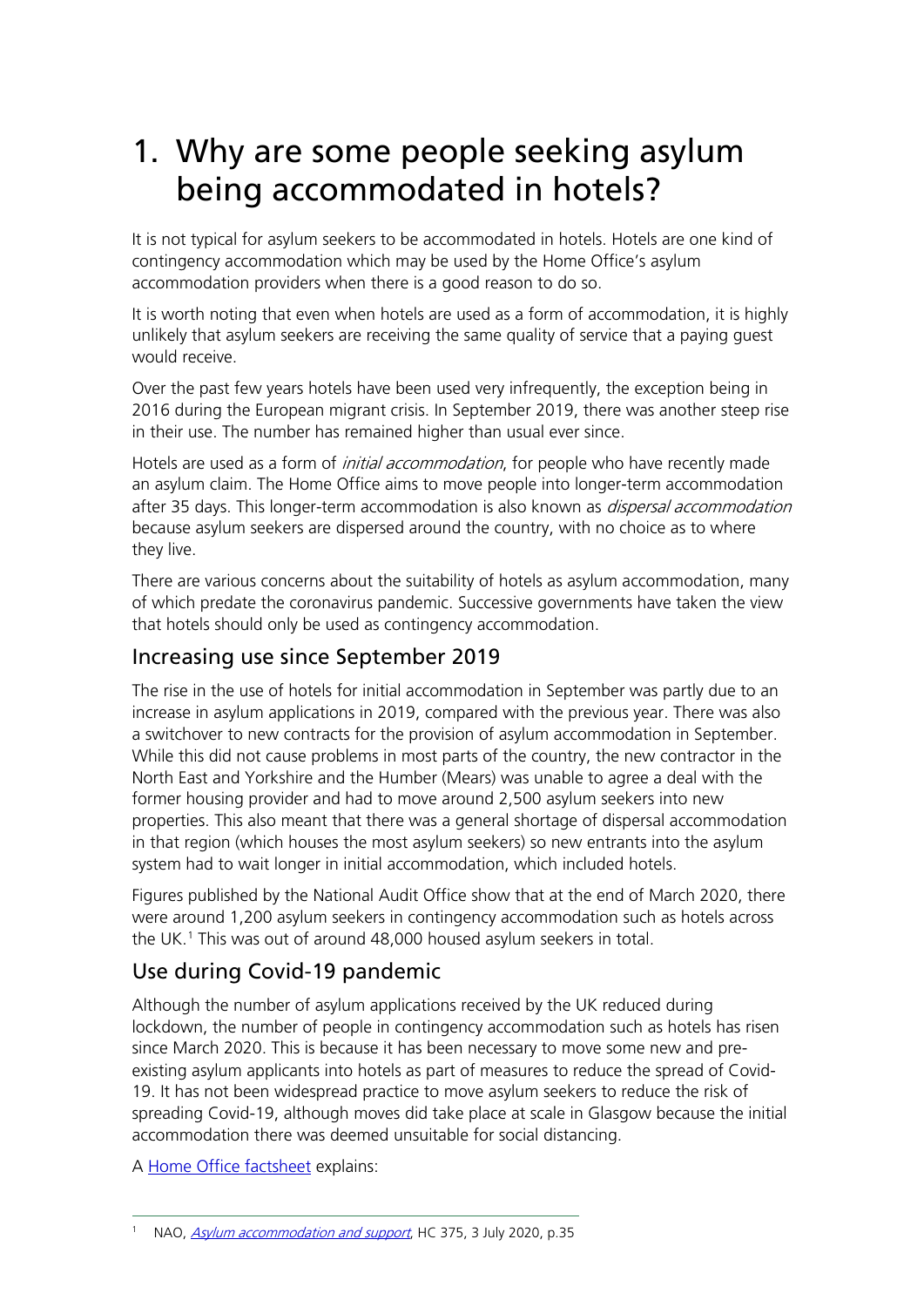# 1. Why are some people seeking asylum being accommodated in hotels?

It is not typical for asylum seekers to be accommodated in hotels. Hotels are one kind of contingency accommodation which may be used by the Home Office's asylum accommodation providers when there is a good reason to do so.

It is worth noting that even when hotels are used as a form of accommodation, it is highly unlikely that asylum seekers are receiving the same quality of service that a paying guest would receive.

Over the past few years hotels have been used very infrequently, the exception being in 2016 during the European migrant crisis. In September 2019, there was another steep rise in their use. The number has remained higher than usual ever since.

Hotels are used as a form of *initial accommodation*, for people who have recently made an asylum claim. The Home Office aims to move people into longer-term accommodation after 35 days. This longer-term accommodation is also known as *dispersal accommodation* because asylum seekers are dispersed around the country, with no choice as to where they live.

There are various concerns about the suitability of hotels as asylum accommodation, many of which predate the coronavirus pandemic. Successive governments have taken the view that hotels should only be used as contingency accommodation.

## Increasing use since September 2019

The rise in the use of hotels for initial accommodation in September was partly due to an increase in asylum applications in 2019, compared with the previous year. There was also a switchover to new contracts for the provision of asylum accommodation in September. While this did not cause problems in most parts of the country, the new contractor in the North East and Yorkshire and the Humber (Mears) was unable to agree a deal with the former housing provider and had to move around 2,500 asylum seekers into new properties. This also meant that there was a general shortage of dispersal accommodation in that region (which houses the most asylum seekers) so new entrants into the asylum system had to wait longer in initial accommodation, which included hotels.

Figures published by the National Audit Office show that at the end of March 2020, there were around 1,200 asylum seekers in contingency accommodation such as hotels across the UK.[1] This was out of around 48,000 housed asylum seekers in total.

## Use during Covid-19 pandemic

Although the number of asylum applications received by the UK reduced during lockdown, the number of people in contingency accommodation such as hotels has risen since March 2020. This is because it has been necessary to move some new and pre-existing asylum applicants into hotels as part of measures to reduce the spread of Covid-19. It has not been widespread practice to move asylum seekers to reduce the risk of spreading Covid-19, although moves did take place at scale in Glasgow because the initial accommodation there was deemed unsuitable for social distancing.

A Home Office factsheet explains:

[1] NAO, *Asylum accommodation and support*, HC 375, 3 July 2020, p.35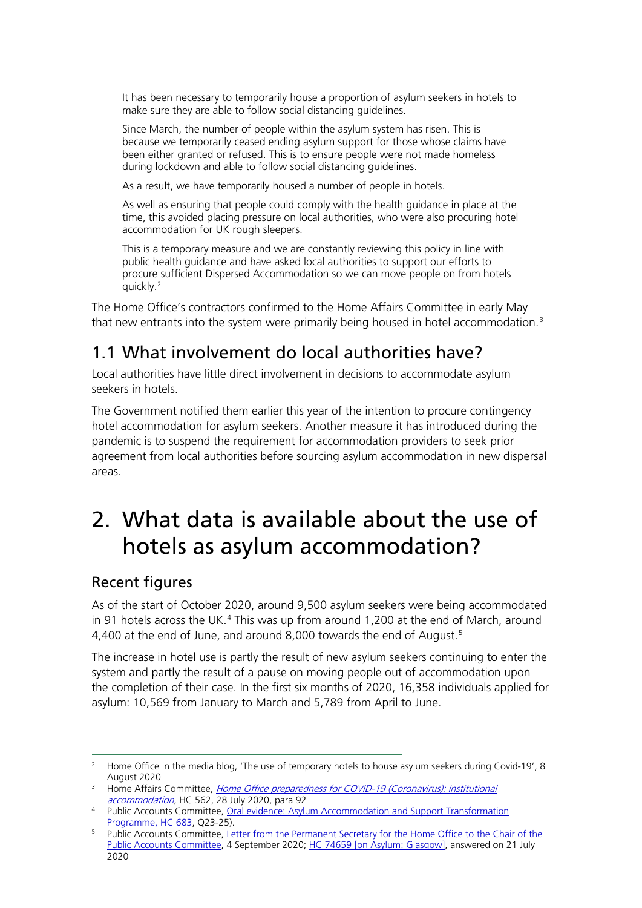> It has been necessary to temporarily house a proportion of asylum seekers in hotels to make sure they are able to follow social distancing guidelines.
>
> Since March, the number of people within the asylum system has risen. This is because we temporarily ceased ending asylum support for those whose claims have been either granted or refused. This is to ensure people were not made homeless during lockdown and able to follow social distancing guidelines.
>
> As a result, we have temporarily housed a number of people in hotels.
>
> As well as ensuring that people could comply with the health guidance in place at the time, this avoided placing pressure on local authorities, who were also procuring hotel accommodation for UK rough sleepers.
>
> This is a temporary measure and we are constantly reviewing this policy in line with public health guidance and have asked local authorities to support our efforts to procure sufficient Dispersed Accommodation so we can move people on from hotels quickly.[2]

The Home Office's contractors confirmed to the Home Affairs Committee in early May that new entrants into the system were primarily being housed in hotel accommodation.[3]

## 1.1 What involvement do local authorities have?

Local authorities have little direct involvement in decisions to accommodate asylum seekers in hotels.

The Government notified them earlier this year of the intention to procure contingency hotel accommodation for asylum seekers. Another measure it has introduced during the pandemic is to suspend the requirement for accommodation providers to seek prior agreement from local authorities before sourcing asylum accommodation in new dispersal areas.

# 2. What data is available about the use of hotels as asylum accommodation?

### Recent figures

As of the start of October 2020, around 9,500 asylum seekers were being accommodated in 91 hotels across the UK.[4] This was up from around 1,200 at the end of March, around 4,400 at the end of June, and around 8,000 towards the end of August.[5]

The increase in hotel use is partly the result of new asylum seekers continuing to enter the system and partly the result of a pause on moving people out of accommodation upon the completion of their case. In the first six months of 2020, 16,358 individuals applied for asylum: 10,569 from January to March and 5,789 from April to June.

---

[2] Home Office in the media blog, 'The use of temporary hotels to house asylum seekers during Covid-19', 8 August 2020

[3] Home Affairs Committee, *Home Office preparedness for COVID-19 (Coronavirus): institutional accommodation*, HC 562, 28 July 2020, para 92

[4] Public Accounts Committee, Oral evidence: Asylum Accommodation and Support Transformation Programme, HC 683, Q23-25).

[5] Public Accounts Committee, Letter from the Permanent Secretary for the Home Office to the Chair of the Public Accounts Committee, 4 September 2020; HC 74659 [on Asylum: Glasgow], answered on 21 July 2020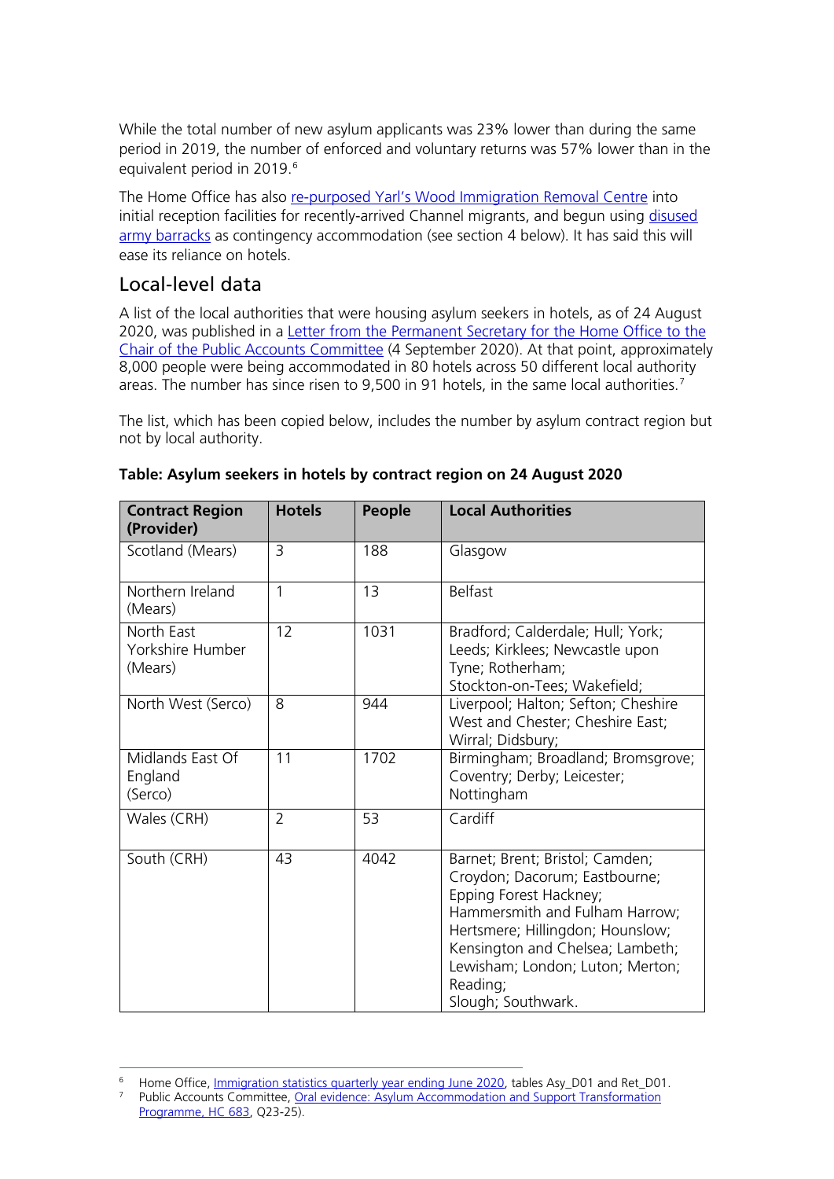While the total number of new asylum applicants was 23% lower than during the same period in 2019, the number of enforced and voluntary returns was 57% lower than in the equivalent period in 2019.[6]

The Home Office has also re-purposed Yarl's Wood Immigration Removal Centre into initial reception facilities for recently-arrived Channel migrants, and begun using disused army barracks as contingency accommodation (see section 4 below). It has said this will ease its reliance on hotels.

## Local-level data

A list of the local authorities that were housing asylum seekers in hotels, as of 24 August 2020, was published in a Letter from the Permanent Secretary for the Home Office to the Chair of the Public Accounts Committee (4 September 2020). At that point, approximately 8,000 people were being accommodated in 80 hotels across 50 different local authority areas. The number has since risen to 9,500 in 91 hotels, in the same local authorities.[7]

The list, which has been copied below, includes the number by asylum contract region but not by local authority.

**Table: Asylum seekers in hotels by contract region on 24 August 2020**

| Contract Region (Provider) | Hotels | People | Local Authorities |
|---|---|---|---|
| Scotland (Mears) | 3 | 188 | Glasgow |
| Northern Ireland (Mears) | 1 | 13 | Belfast |
| North East Yorkshire Humber (Mears) | 12 | 1031 | Bradford; Calderdale; Hull; York; Leeds; Kirklees; Newcastle upon Tyne; Rotherham; Stockton-on-Tees; Wakefield; |
| North West (Serco) | 8 | 944 | Liverpool; Halton; Sefton; Cheshire West and Chester; Cheshire East; Wirral; Didsbury; |
| Midlands East Of England (Serco) | 11 | 1702 | Birmingham; Broadland; Bromsgrove; Coventry; Derby; Leicester; Nottingham |
| Wales (CRH) | 2 | 53 | Cardiff |
| South (CRH) | 43 | 4042 | Barnet; Brent; Bristol; Camden; Croydon; Dacorum; Eastbourne; Epping Forest Hackney; Hammersmith and Fulham Harrow; Hertsmere; Hillingdon; Hounslow; Kensington and Chelsea; Lambeth; Lewisham; London; Luton; Merton; Reading; Slough; Southwark. |

[6] Home Office, Immigration statistics quarterly year ending June 2020, tables Asy_D01 and Ret_D01.

[7] Public Accounts Committee, Oral evidence: Asylum Accommodation and Support Transformation Programme, HC 683, Q23-25).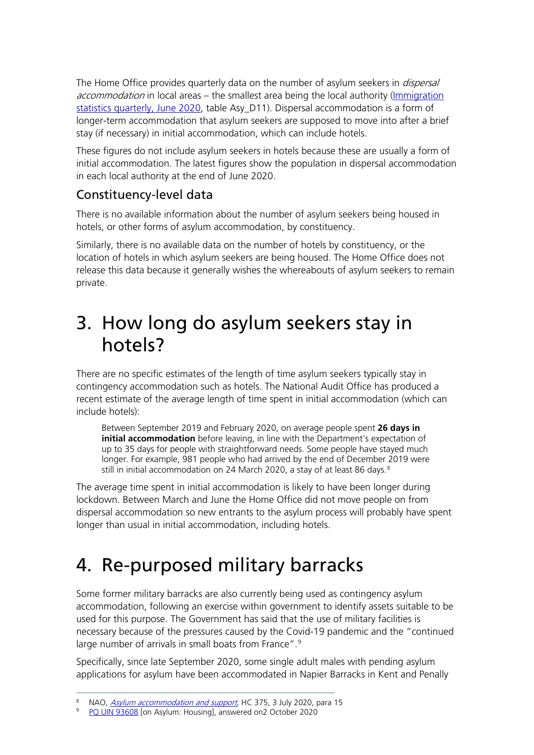The Home Office provides quarterly data on the number of asylum seekers in *dispersal accommodation* in local areas – the smallest area being the local authority ([Immigration statistics quarterly, June 2020](), table Asy_D11). Dispersal accommodation is a form of longer-term accommodation that asylum seekers are supposed to move into after a brief stay (if necessary) in initial accommodation, which can include hotels.

These figures do not include asylum seekers in hotels because these are usually a form of initial accommodation. The latest figures show the population in dispersal accommodation in each local authority at the end of June 2020.

## Constituency-level data

There is no available information about the number of asylum seekers being housed in hotels, or other forms of asylum accommodation, by constituency.

Similarly, there is no available data on the number of hotels by constituency, or the location of hotels in which asylum seekers are being housed. The Home Office does not release this data because it generally wishes the whereabouts of asylum seekers to remain private.

# 3. How long do asylum seekers stay in hotels?

There are no specific estimates of the length of time asylum seekers typically stay in contingency accommodation such as hotels. The National Audit Office has produced a recent estimate of the average length of time spent in initial accommodation (which can include hotels):

> Between September 2019 and February 2020, on average people spent **26 days in initial accommodation** before leaving, in line with the Department's expectation of up to 35 days for people with straightforward needs. Some people have stayed much longer. For example, 981 people who had arrived by the end of December 2019 were still in initial accommodation on 24 March 2020, a stay of at least 86 days.[8]

The average time spent in initial accommodation is likely to have been longer during lockdown. Between March and June the Home Office did not move people on from dispersal accommodation so new entrants to the asylum process will probably have spent longer than usual in initial accommodation, including hotels.

# 4. Re-purposed military barracks

Some former military barracks are also currently being used as contingency asylum accommodation, following an exercise within government to identify assets suitable to be used for this purpose. The Government has said that the use of military facilities is necessary because of the pressures caused by the Covid-19 pandemic and the "continued large number of arrivals in small boats from France".[9]

Specifically, since late September 2020, some single adult males with pending asylum applications for asylum have been accommodated in Napier Barracks in Kent and Penally

---

[8] NAO, *Asylum accommodation and support*, HC 375, 3 July 2020, para 15

[9] PQ UIN 93608 [on Asylum: Housing], answered on2 October 2020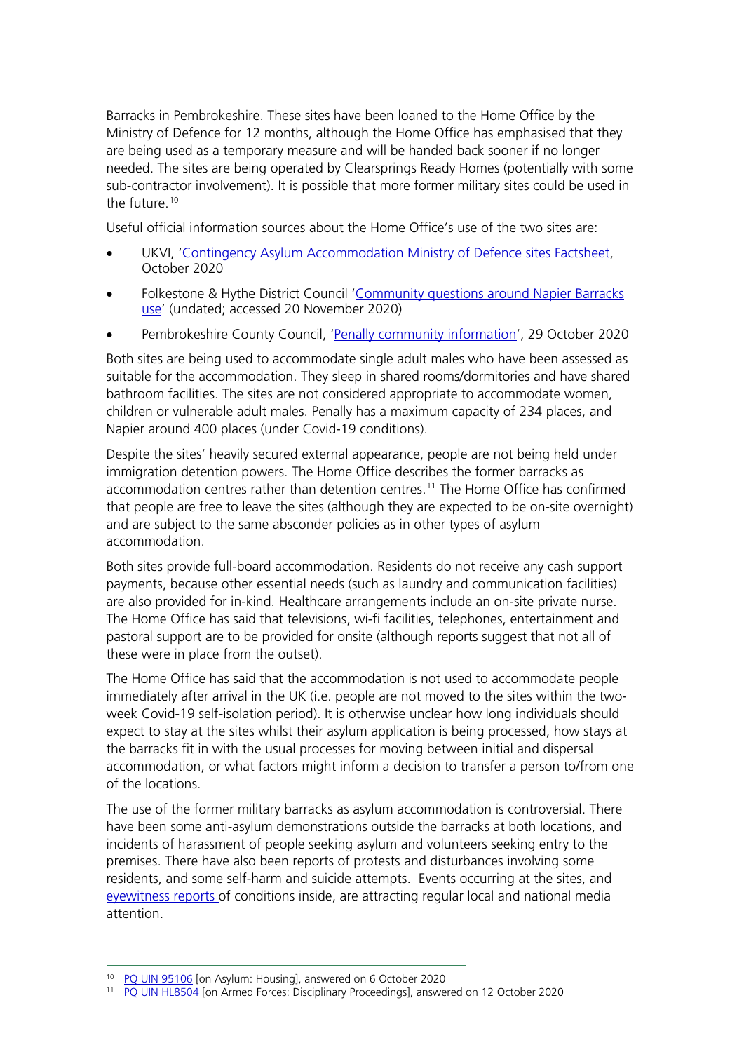Barracks in Pembrokeshire. These sites have been loaned to the Home Office by the Ministry of Defence for 12 months, although the Home Office has emphasised that they are being used as a temporary measure and will be handed back sooner if no longer needed. The sites are being operated by Clearsprings Ready Homes (potentially with some sub-contractor involvement). It is possible that more former military sites could be used in the future.[10]

Useful official information sources about the Home Office's use of the two sites are:

- UKVI, '[Contingency Asylum Accommodation Ministry of Defence sites Factsheet](), October 2020
- Folkestone & Hythe District Council '[Community questions around Napier Barracks use]()' (undated; accessed 20 November 2020)
- Pembrokeshire County Council, '[Penally community information]()', 29 October 2020

Both sites are being used to accommodate single adult males who have been assessed as suitable for the accommodation. They sleep in shared rooms/dormitories and have shared bathroom facilities. The sites are not considered appropriate to accommodate women, children or vulnerable adult males. Penally has a maximum capacity of 234 places, and Napier around 400 places (under Covid-19 conditions).

Despite the sites' heavily secured external appearance, people are not being held under immigration detention powers. The Home Office describes the former barracks as accommodation centres rather than detention centres.[11] The Home Office has confirmed that people are free to leave the sites (although they are expected to be on-site overnight) and are subject to the same absconder policies as in other types of asylum accommodation.

Both sites provide full-board accommodation. Residents do not receive any cash support payments, because other essential needs (such as laundry and communication facilities) are also provided for in-kind. Healthcare arrangements include an on-site private nurse. The Home Office has said that televisions, wi-fi facilities, telephones, entertainment and pastoral support are to be provided for onsite (although reports suggest that not all of these were in place from the outset).

The Home Office has said that the accommodation is not used to accommodate people immediately after arrival in the UK (i.e. people are not moved to the sites within the two-week Covid-19 self-isolation period). It is otherwise unclear how long individuals should expect to stay at the sites whilst their asylum application is being processed, how stays at the barracks fit in with the usual processes for moving between initial and dispersal accommodation, or what factors might inform a decision to transfer a person to/from one of the locations.

The use of the former military barracks as asylum accommodation is controversial. There have been some anti-asylum demonstrations outside the barracks at both locations, and incidents of harassment of people seeking asylum and volunteers seeking entry to the premises. There have also been reports of protests and disturbances involving some residents, and some self-harm and suicide attempts. Events occurring at the sites, and [eyewitness reports]() of conditions inside, are attracting regular local and national media attention.

---

[10] [PQ UIN 95106]() [on Asylum: Housing], answered on 6 October 2020

[11] [PQ UIN HL8504]() [on Armed Forces: Disciplinary Proceedings], answered on 12 October 2020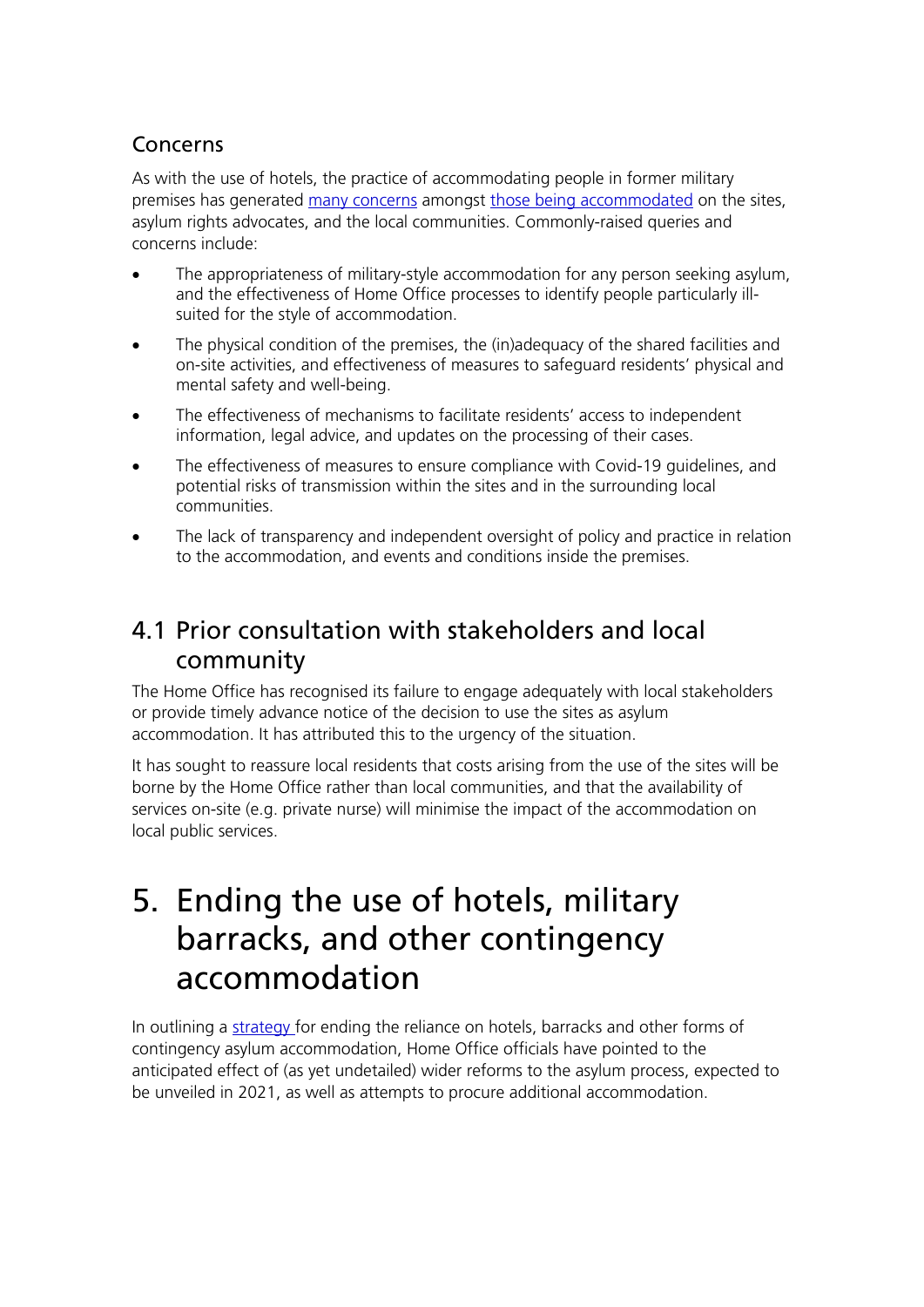### Concerns

As with the use of hotels, the practice of accommodating people in former military premises has generated many concerns amongst those being accommodated on the sites, asylum rights advocates, and the local communities. Commonly-raised queries and concerns include:

- The appropriateness of military-style accommodation for any person seeking asylum, and the effectiveness of Home Office processes to identify people particularly ill-suited for the style of accommodation.
- The physical condition of the premises, the (in)adequacy of the shared facilities and on-site activities, and effectiveness of measures to safeguard residents' physical and mental safety and well-being.
- The effectiveness of mechanisms to facilitate residents' access to independent information, legal advice, and updates on the processing of their cases.
- The effectiveness of measures to ensure compliance with Covid-19 guidelines, and potential risks of transmission within the sites and in the surrounding local communities.
- The lack of transparency and independent oversight of policy and practice in relation to the accommodation, and events and conditions inside the premises.

## 4.1 Prior consultation with stakeholders and local community

The Home Office has recognised its failure to engage adequately with local stakeholders or provide timely advance notice of the decision to use the sites as asylum accommodation. It has attributed this to the urgency of the situation.

It has sought to reassure local residents that costs arising from the use of the sites will be borne by the Home Office rather than local communities, and that the availability of services on-site (e.g. private nurse) will minimise the impact of the accommodation on local public services.

# 5. Ending the use of hotels, military barracks, and other contingency accommodation

In outlining a strategy for ending the reliance on hotels, barracks and other forms of contingency asylum accommodation, Home Office officials have pointed to the anticipated effect of (as yet undetailed) wider reforms to the asylum process, expected to be unveiled in 2021, as well as attempts to procure additional accommodation.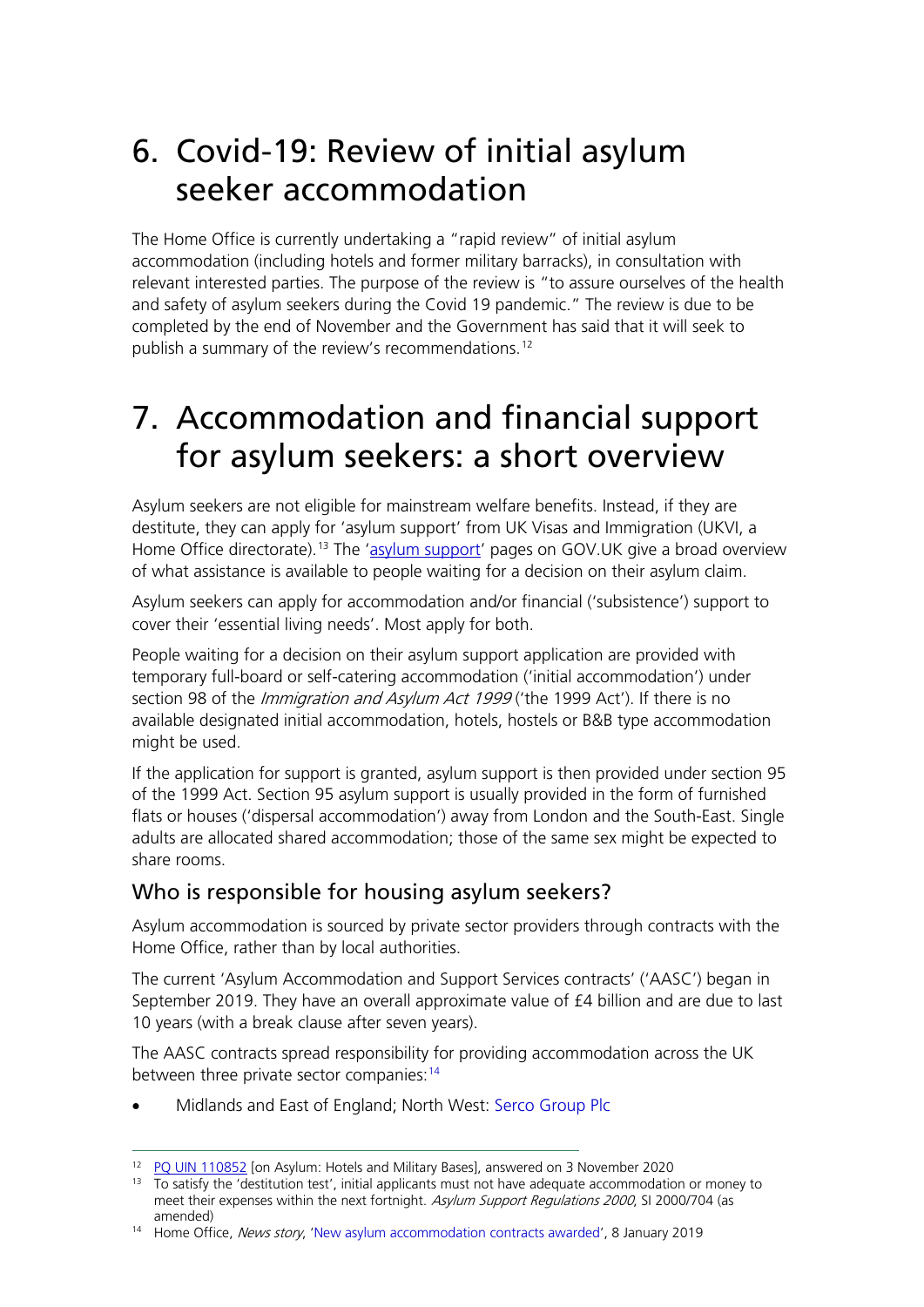# 6. Covid-19: Review of initial asylum seeker accommodation

The Home Office is currently undertaking a "rapid review" of initial asylum accommodation (including hotels and former military barracks), in consultation with relevant interested parties. The purpose of the review is "to assure ourselves of the health and safety of asylum seekers during the Covid 19 pandemic." The review is due to be completed by the end of November and the Government has said that it will seek to publish a summary of the review's recommendations.[12]

# 7. Accommodation and financial support for asylum seekers: a short overview

Asylum seekers are not eligible for mainstream welfare benefits. Instead, if they are destitute, they can apply for 'asylum support' from UK Visas and Immigration (UKVI, a Home Office directorate).[13] The 'asylum support' pages on GOV.UK give a broad overview of what assistance is available to people waiting for a decision on their asylum claim.

Asylum seekers can apply for accommodation and/or financial ('subsistence') support to cover their 'essential living needs'. Most apply for both.

People waiting for a decision on their asylum support application are provided with temporary full-board or self-catering accommodation ('initial accommodation') under section 98 of the *Immigration and Asylum Act 1999* ('the 1999 Act'). If there is no available designated initial accommodation, hotels, hostels or B&B type accommodation might be used.

If the application for support is granted, asylum support is then provided under section 95 of the 1999 Act. Section 95 asylum support is usually provided in the form of furnished flats or houses ('dispersal accommodation') away from London and the South-East. Single adults are allocated shared accommodation; those of the same sex might be expected to share rooms.

## Who is responsible for housing asylum seekers?

Asylum accommodation is sourced by private sector providers through contracts with the Home Office, rather than by local authorities.

The current 'Asylum Accommodation and Support Services contracts' ('AASC') began in September 2019. They have an overall approximate value of £4 billion and are due to last 10 years (with a break clause after seven years).

The AASC contracts spread responsibility for providing accommodation across the UK between three private sector companies:[14]

- Midlands and East of England; North West: Serco Group Plc

---

[12] PQ UIN 110852 [on Asylum: Hotels and Military Bases], answered on 3 November 2020

[13] To satisfy the 'destitution test', initial applicants must not have adequate accommodation or money to meet their expenses within the next fortnight. *Asylum Support Regulations 2000*, SI 2000/704 (as amended)

[14] Home Office, *News story*, 'New asylum accommodation contracts awarded', 8 January 2019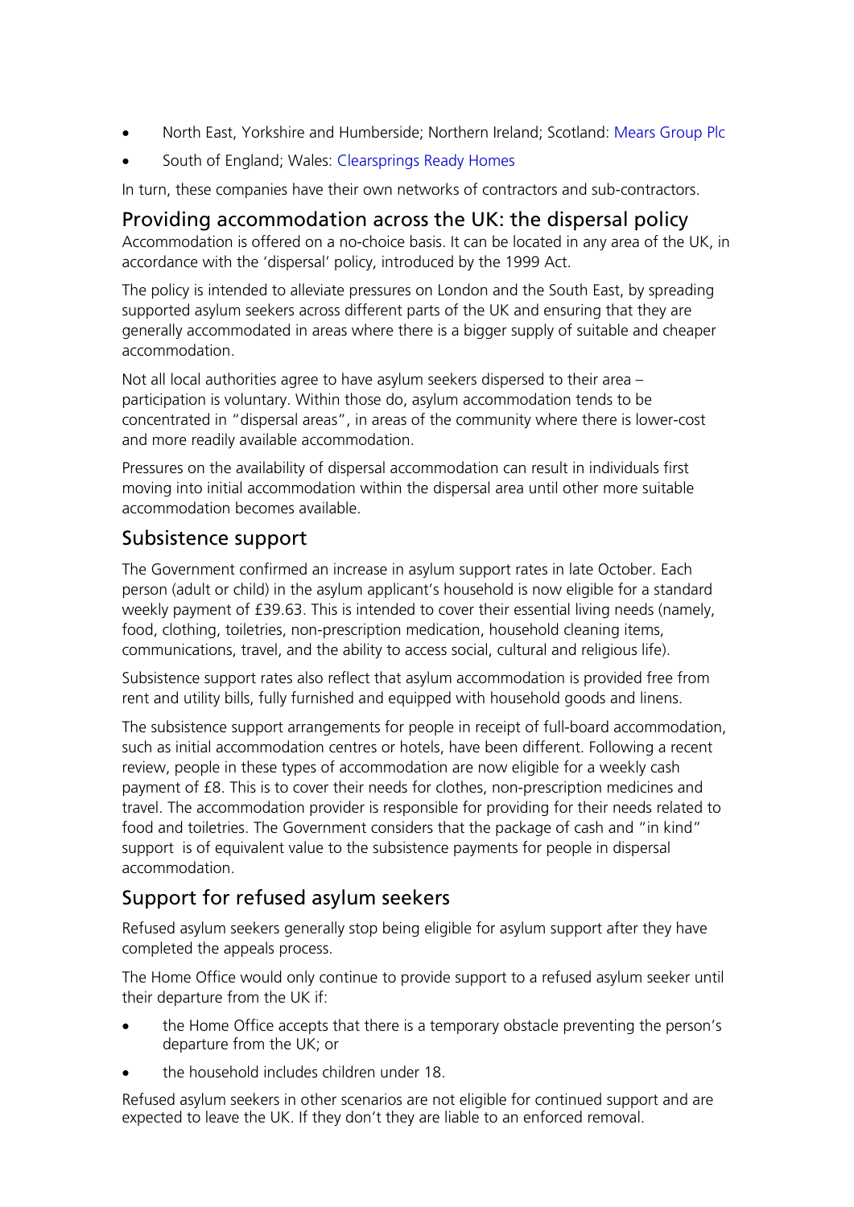- North East, Yorkshire and Humberside; Northern Ireland; Scotland: Mears Group Plc
- South of England; Wales: Clearsprings Ready Homes

In turn, these companies have their own networks of contractors and sub-contractors.

## Providing accommodation across the UK: the dispersal policy

Accommodation is offered on a no-choice basis. It can be located in any area of the UK, in accordance with the 'dispersal' policy, introduced by the 1999 Act.

The policy is intended to alleviate pressures on London and the South East, by spreading supported asylum seekers across different parts of the UK and ensuring that they are generally accommodated in areas where there is a bigger supply of suitable and cheaper accommodation.

Not all local authorities agree to have asylum seekers dispersed to their area – participation is voluntary. Within those do, asylum accommodation tends to be concentrated in "dispersal areas", in areas of the community where there is lower-cost and more readily available accommodation.

Pressures on the availability of dispersal accommodation can result in individuals first moving into initial accommodation within the dispersal area until other more suitable accommodation becomes available.

## Subsistence support

The Government confirmed an increase in asylum support rates in late October. Each person (adult or child) in the asylum applicant's household is now eligible for a standard weekly payment of £39.63. This is intended to cover their essential living needs (namely, food, clothing, toiletries, non-prescription medication, household cleaning items, communications, travel, and the ability to access social, cultural and religious life).

Subsistence support rates also reflect that asylum accommodation is provided free from rent and utility bills, fully furnished and equipped with household goods and linens.

The subsistence support arrangements for people in receipt of full-board accommodation, such as initial accommodation centres or hotels, have been different. Following a recent review, people in these types of accommodation are now eligible for a weekly cash payment of £8. This is to cover their needs for clothes, non-prescription medicines and travel. The accommodation provider is responsible for providing for their needs related to food and toiletries. The Government considers that the package of cash and "in kind" support is of equivalent value to the subsistence payments for people in dispersal accommodation.

## Support for refused asylum seekers

Refused asylum seekers generally stop being eligible for asylum support after they have completed the appeals process.

The Home Office would only continue to provide support to a refused asylum seeker until their departure from the UK if:

- the Home Office accepts that there is a temporary obstacle preventing the person's departure from the UK; or
- the household includes children under 18.

Refused asylum seekers in other scenarios are not eligible for continued support and are expected to leave the UK. If they don't they are liable to an enforced removal.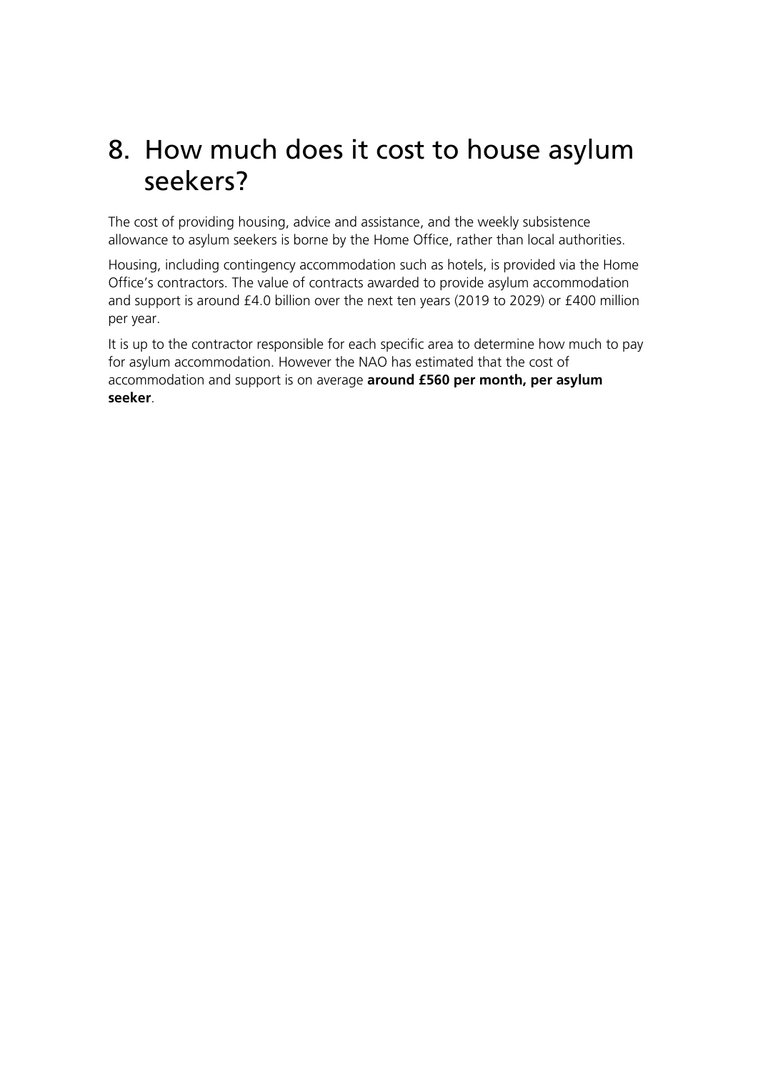# 8. How much does it cost to house asylum seekers?

The cost of providing housing, advice and assistance, and the weekly subsistence allowance to asylum seekers is borne by the Home Office, rather than local authorities.

Housing, including contingency accommodation such as hotels, is provided via the Home Office's contractors. The value of contracts awarded to provide asylum accommodation and support is around £4.0 billion over the next ten years (2019 to 2029) or £400 million per year.

It is up to the contractor responsible for each specific area to determine how much to pay for asylum accommodation. However the NAO has estimated that the cost of accommodation and support is on average **around £560 per month, per asylum seeker**.